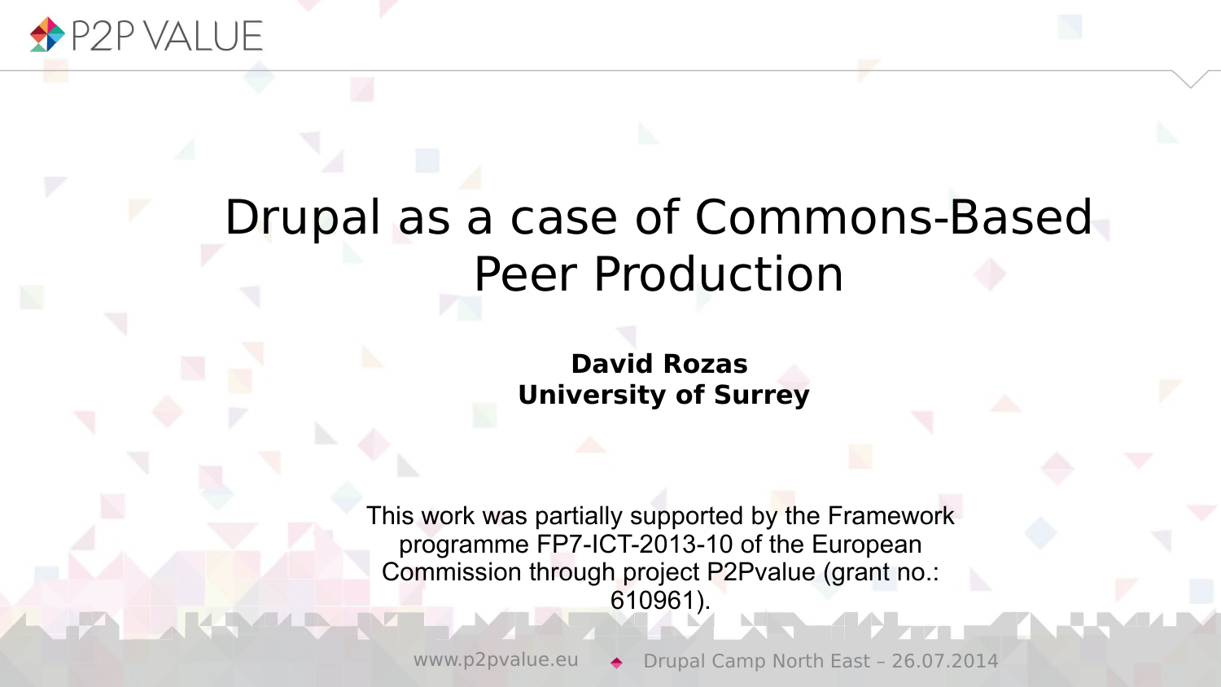# Drupal as a case of Commons-Based Peer Production

**David Rozas**
**University of Surrey**

This work was partially supported by the Framework programme FP7-ICT-2013-10 of the European Commission through project P2Pvalue (grant no.: 610961).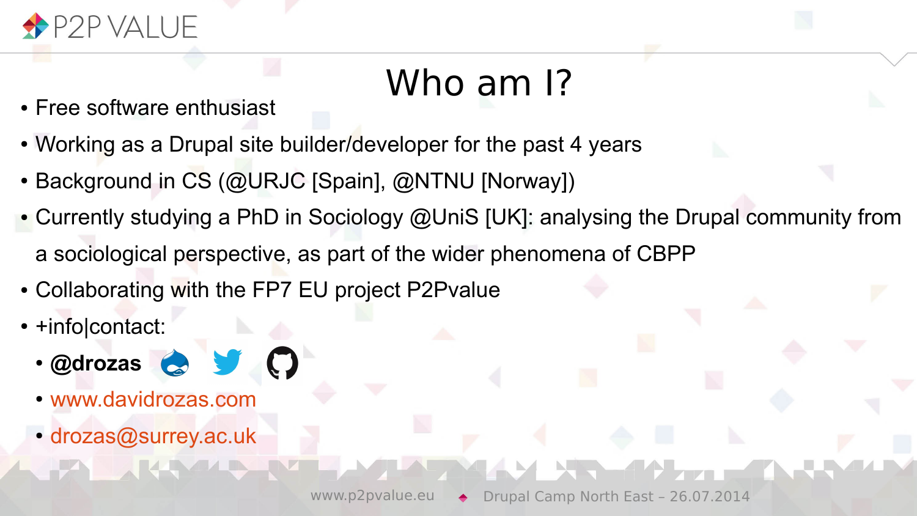# Who am I?

- Free software enthusiast
- Working as a Drupal site builder/developer for the past 4 years
- Background in CS (@URJC [Spain], @NTNU [Norway])
- Currently studying a PhD in Sociology @UniS [UK]: analysing the Drupal community from a sociological perspective, as part of the wider phenomena of CBPP
- Collaborating with the FP7 EU project P2Pvalue
- +info|contact:
  - **@drozas**
  - www.davidrozas.com
  - drozas@surrey.ac.uk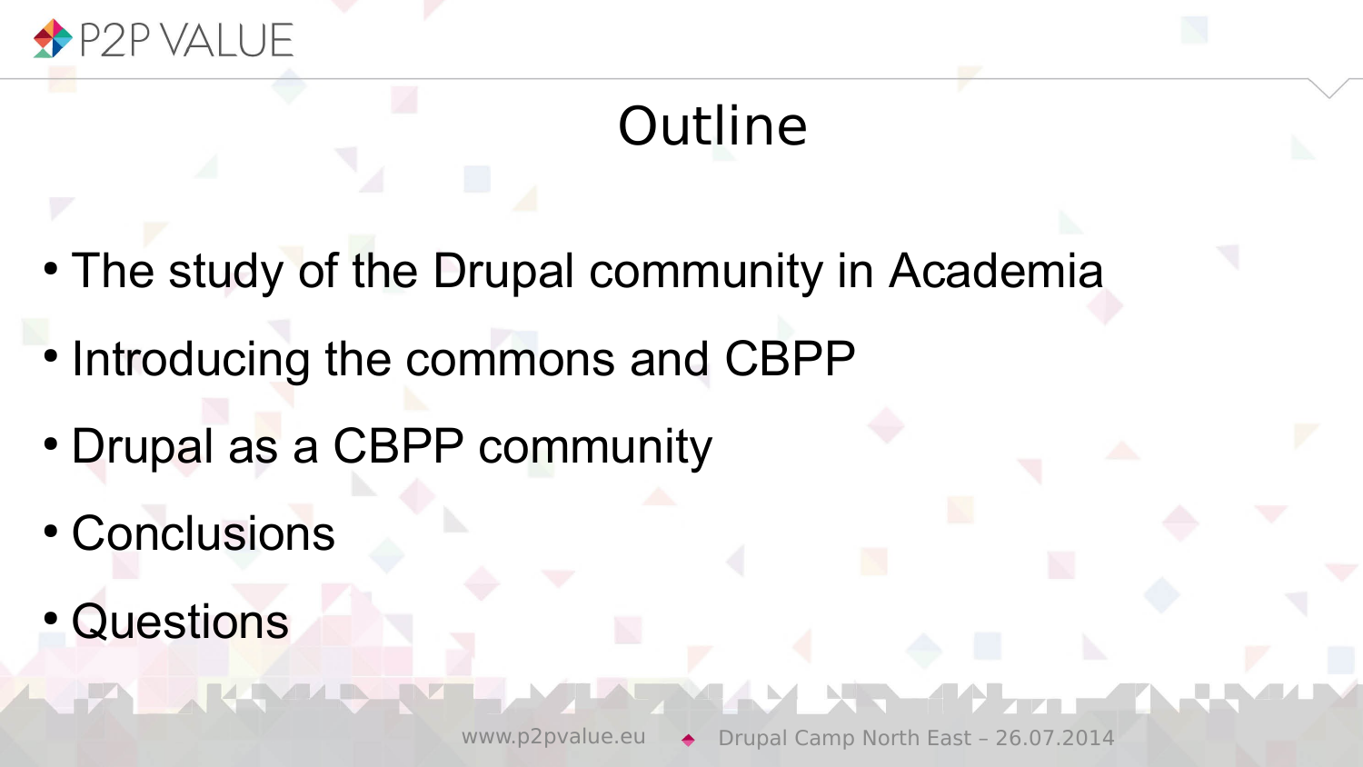# Outline

- The study of the Drupal community in Academia
- Introducing the commons and CBPP
- Drupal as a CBPP community
- Conclusions
- Questions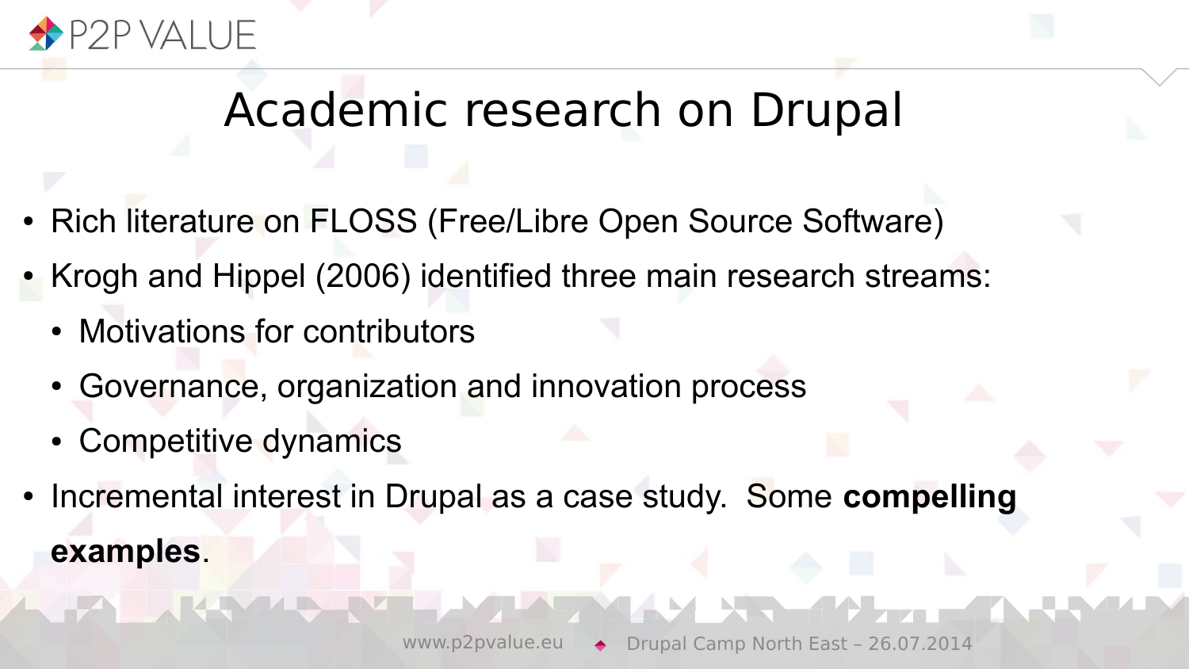# Academic research on Drupal

- Rich literature on FLOSS (Free/Libre Open Source Software)
- Krogh and Hippel (2006) identified three main research streams:
  - Motivations for contributors
  - Governance, organization and innovation process
  - Competitive dynamics
- Incremental interest in Drupal as a case study. Some **compelling examples**.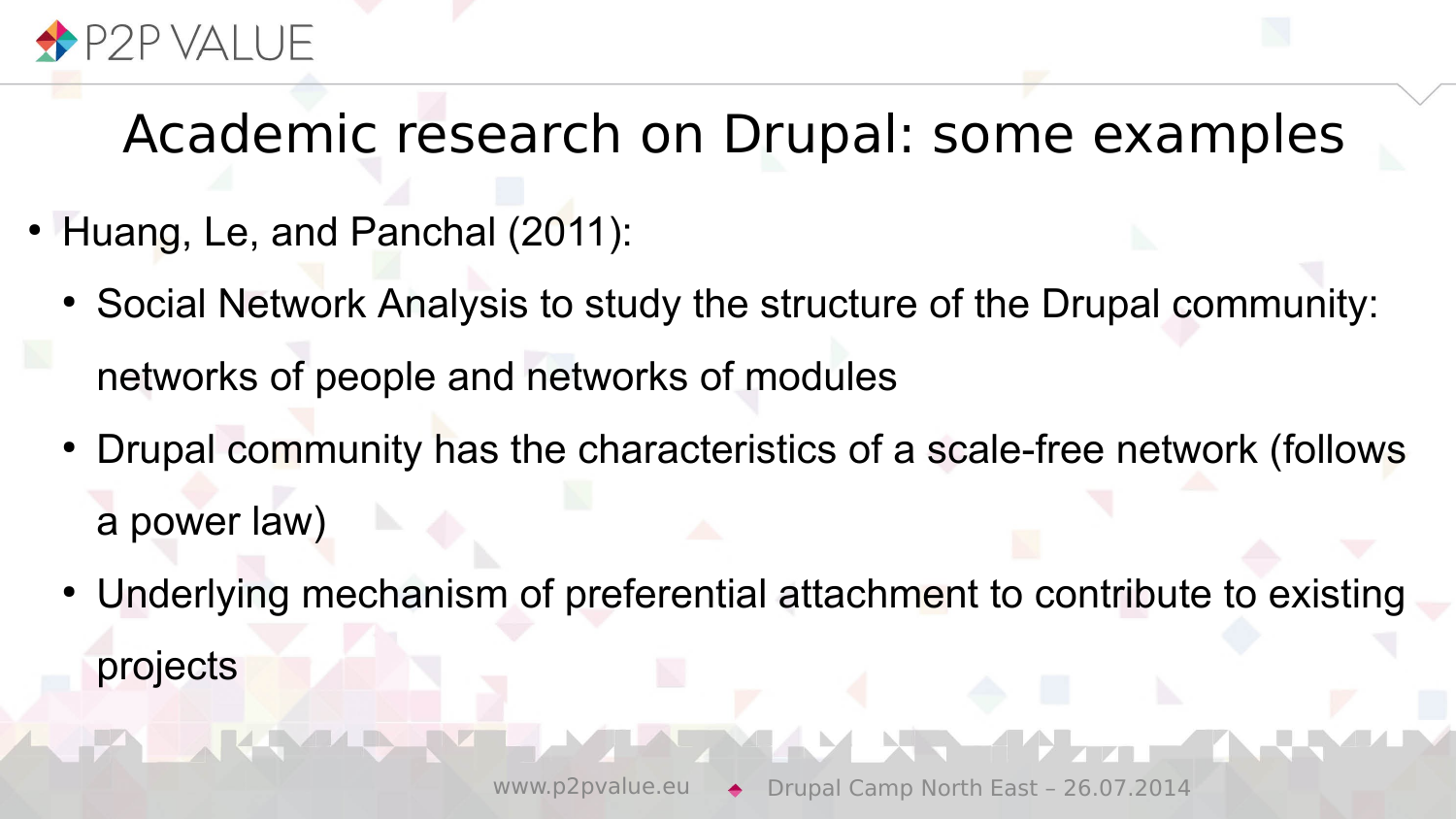# Academic research on Drupal: some examples

- Huang, Le, and Panchal (2011):
  - Social Network Analysis to study the structure of the Drupal community: networks of people and networks of modules
  - Drupal community has the characteristics of a scale-free network (follows a power law)
  - Underlying mechanism of preferential attachment to contribute to existing projects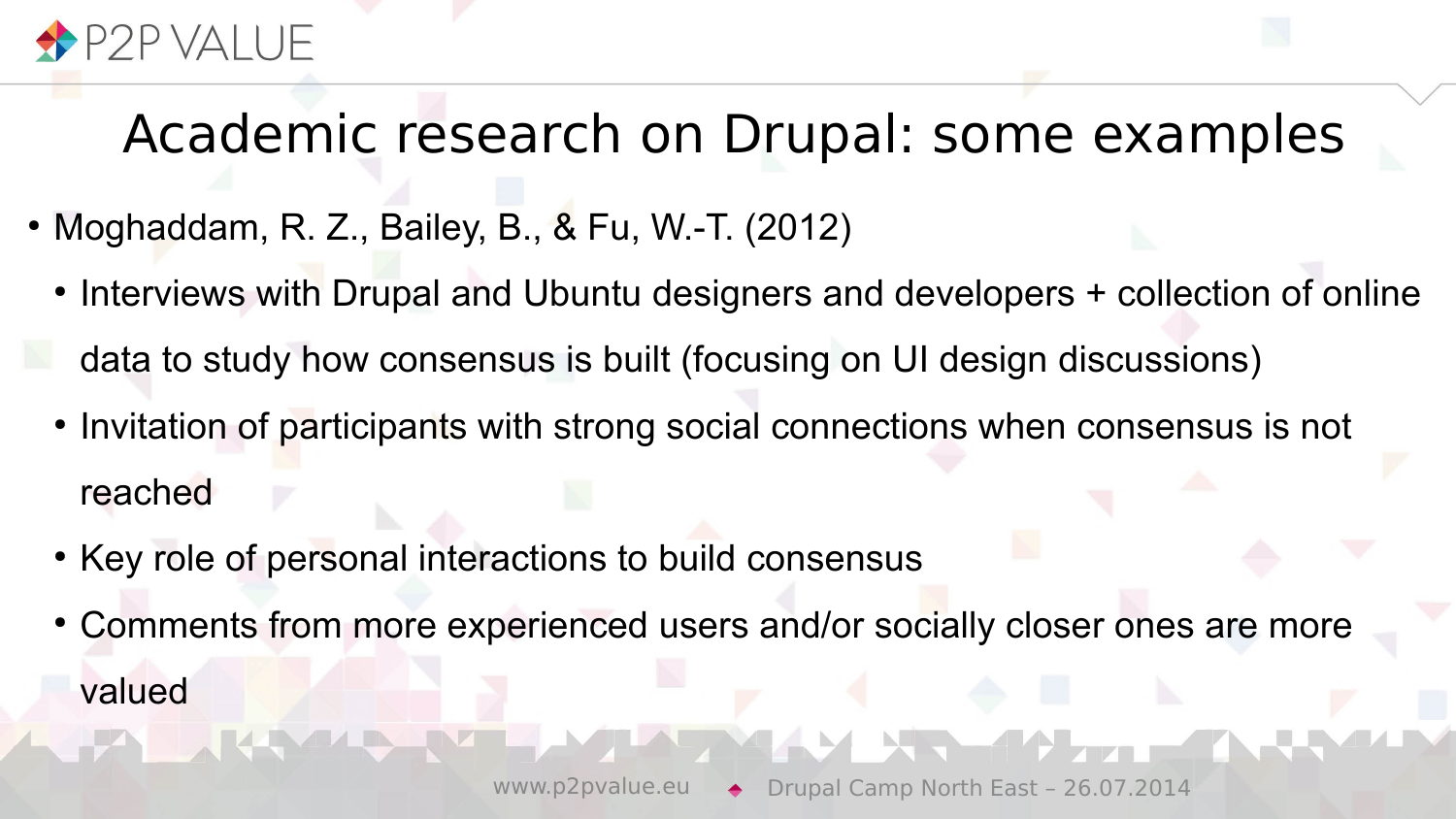# Academic research on Drupal: some examples

- Moghaddam, R. Z., Bailey, B., & Fu, W.-T. (2012)
  - Interviews with Drupal and Ubuntu designers and developers + collection of online data to study how consensus is built (focusing on UI design discussions)
  - Invitation of participants with strong social connections when consensus is not reached
  - Key role of personal interactions to build consensus
  - Comments from more experienced users and/or socially closer ones are more valued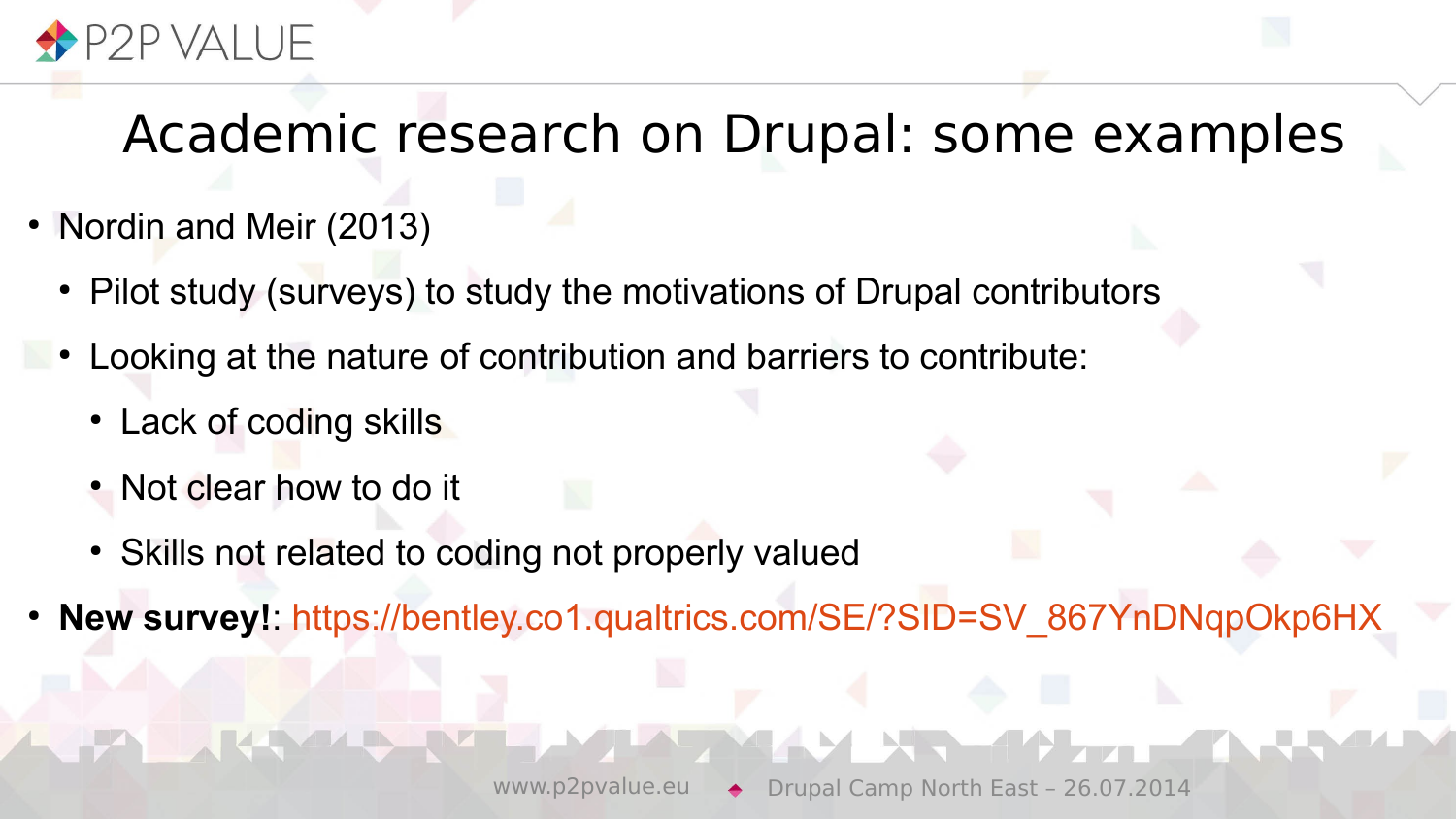# Academic research on Drupal: some examples

- Nordin and Meir (2013)
  - Pilot study (surveys) to study the motivations of Drupal contributors
  - Looking at the nature of contribution and barriers to contribute:
    - Lack of coding skills
    - Not clear how to do it
    - Skills not related to coding not properly valued
- **New survey!**: https://bentley.co1.qualtrics.com/SE/?SID=SV_867YnDNqpOkp6HX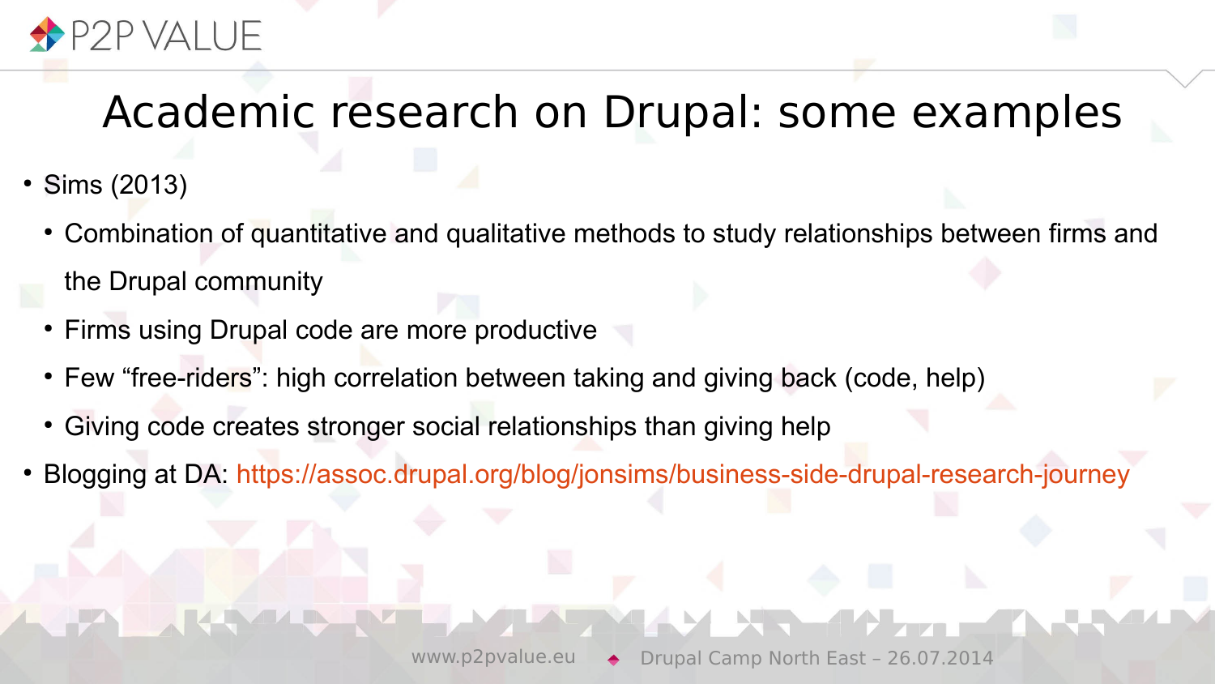# Academic research on Drupal: some examples

- Sims (2013)
  - Combination of quantitative and qualitative methods to study relationships between firms and the Drupal community
  - Firms using Drupal code are more productive
  - Few “free-riders”: high correlation between taking and giving back (code, help)
  - Giving code creates stronger social relationships than giving help
- Blogging at DA: https://assoc.drupal.org/blog/jonsims/business-side-drupal-research-journey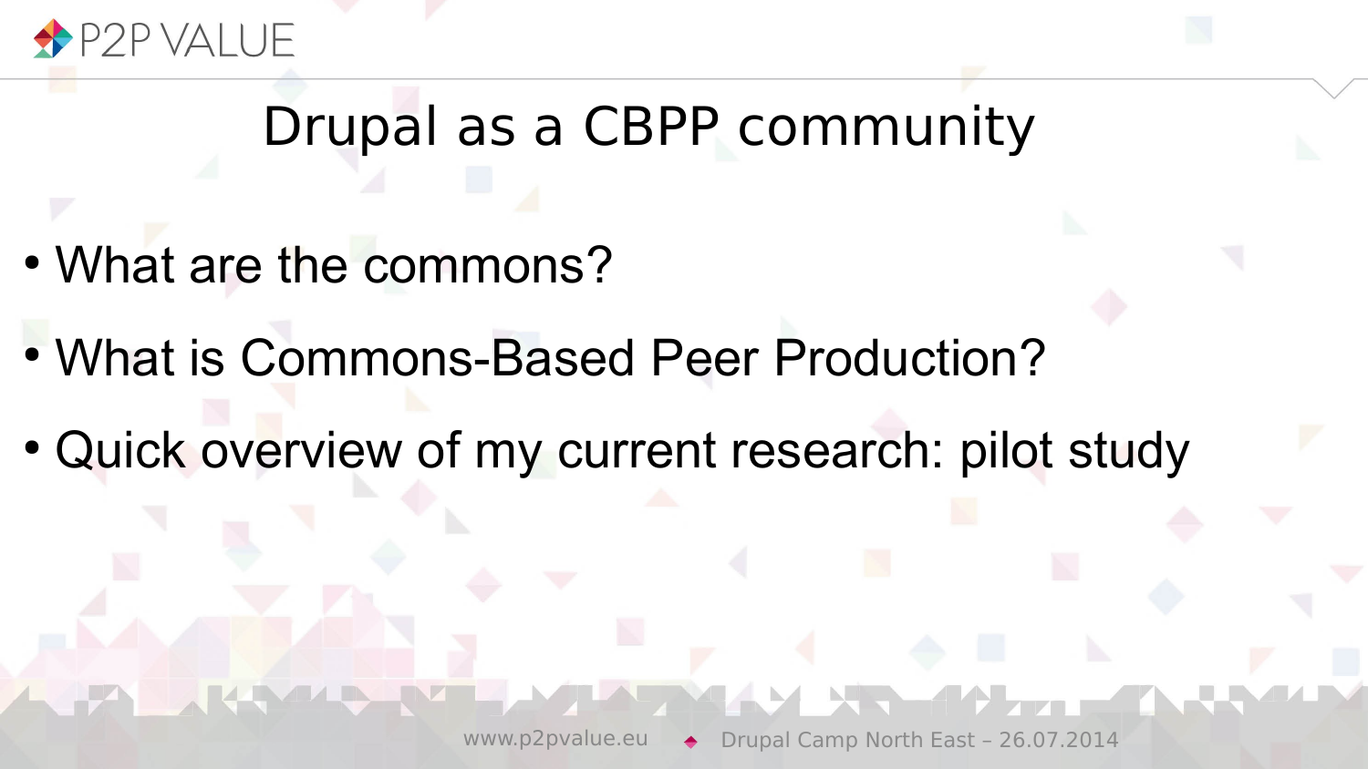# Drupal as a CBPP community

- What are the commons?
- What is Commons-Based Peer Production?
- Quick overview of my current research: pilot study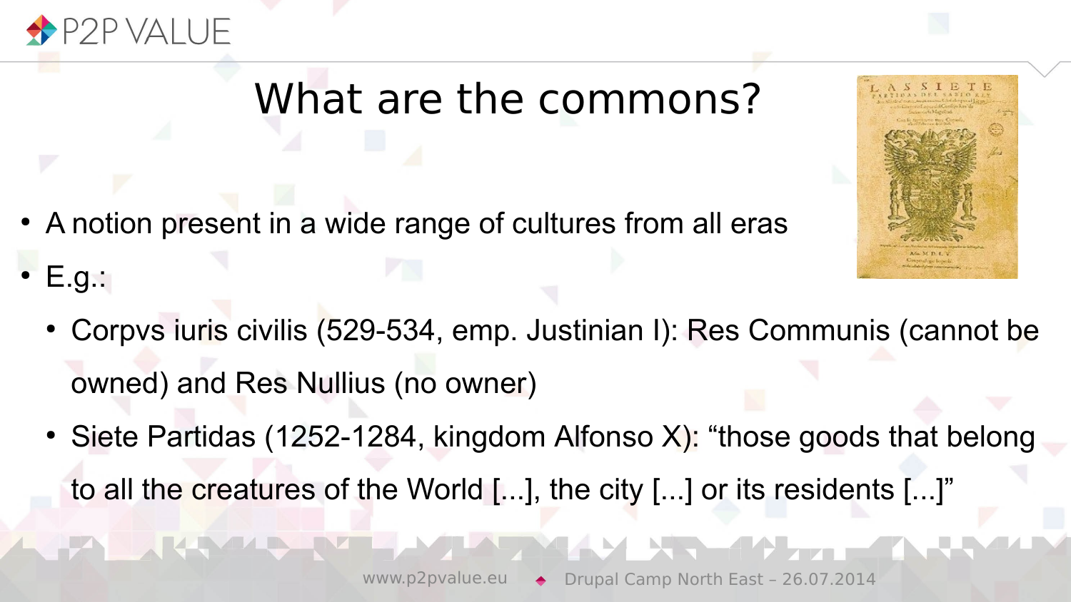# What are the commons?

- A notion present in a wide range of cultures from all eras
- E.g.:
  - Corpvs iuris civilis (529-534, emp. Justinian I): Res Communis (cannot be owned) and Res Nullius (no owner)
  - Siete Partidas (1252-1284, kingdom Alfonso X): “those goods that belong to all the creatures of the World [...], the city [...] or its residents [...]”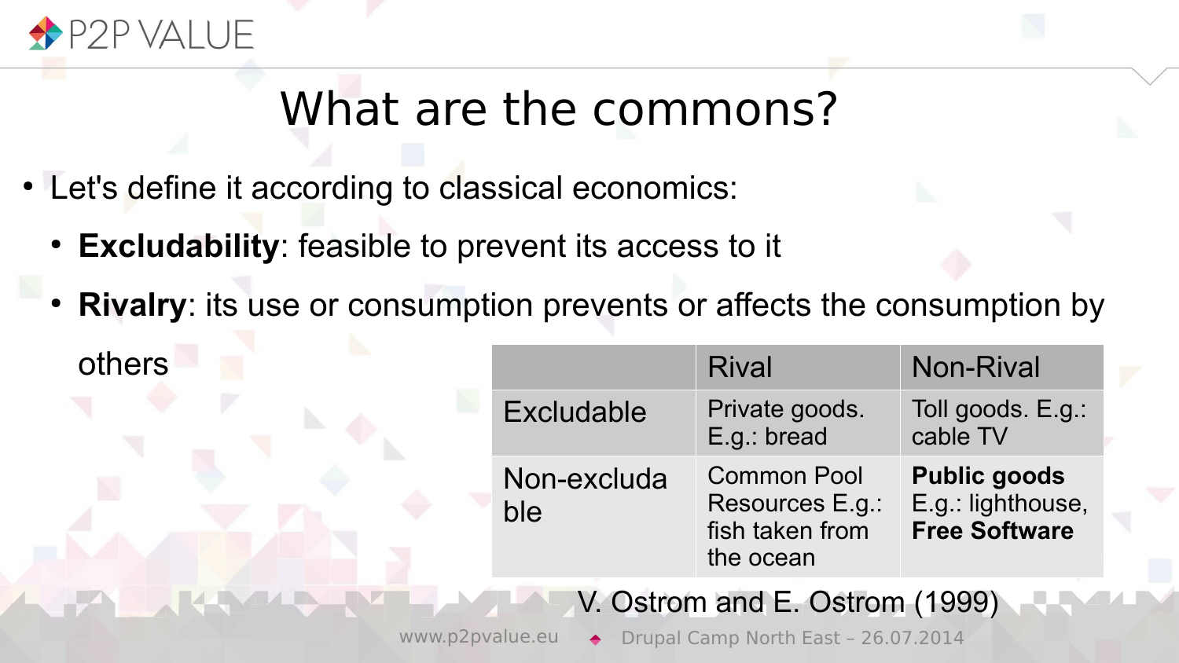# What are the commons?

- Let's define it according to classical economics:
  - **Excludability**: feasible to prevent its access to it
  - **Rivalry**: its use or consumption prevents or affects the consumption by others

| | Rival | Non-Rival |
|---|---|---|
| Excludable | Private goods. E.g.: bread | Toll goods. E.g.: cable TV |
| Non-excludable | Common Pool Resources E.g.: fish taken from the ocean | **Public goods** E.g.: lighthouse, **Free Software** |

V. Ostrom and E. Ostrom (1999)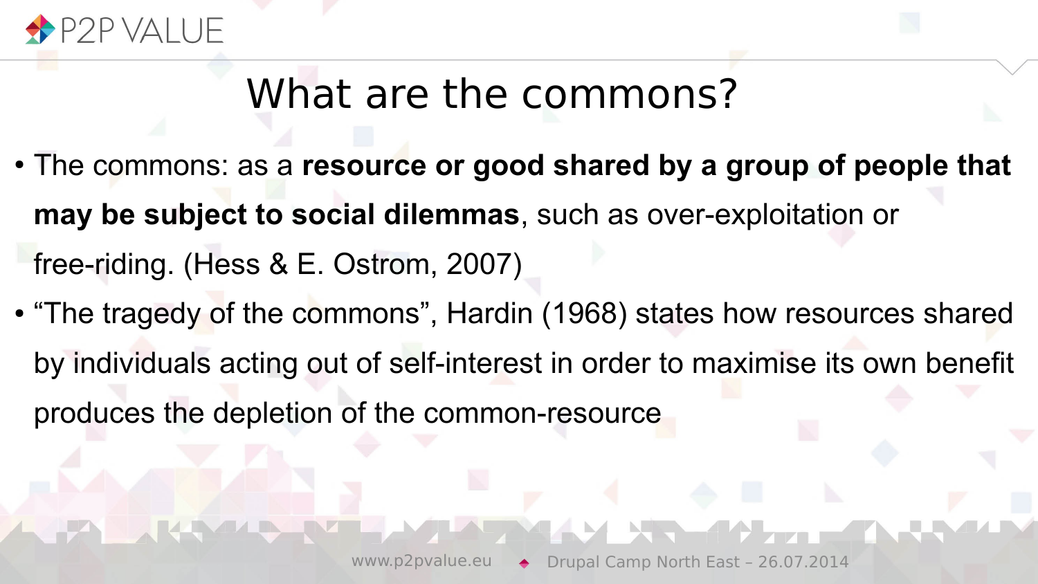# What are the commons?

- The commons: as a **resource or good shared by a group of people that may be subject to social dilemmas**, such as over-exploitation or free-riding. (Hess & E. Ostrom, 2007)
- “The tragedy of the commons”, Hardin (1968) states how resources shared by individuals acting out of self-interest in order to maximise its own benefit produces the depletion of the common-resource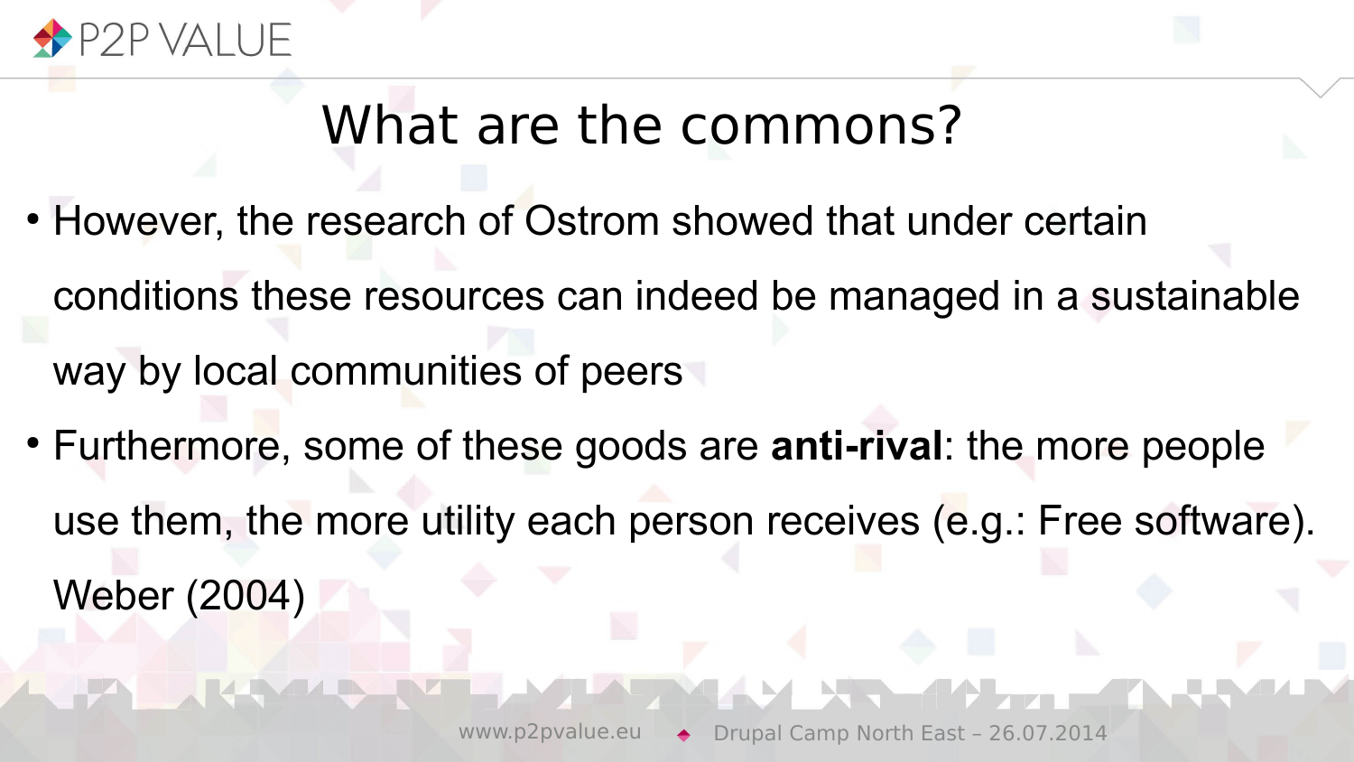# What are the commons?

- However, the research of Ostrom showed that under certain conditions these resources can indeed be managed in a sustainable way by local communities of peers
- Furthermore, some of these goods are **anti-rival**: the more people use them, the more utility each person receives (e.g.: Free software). Weber (2004)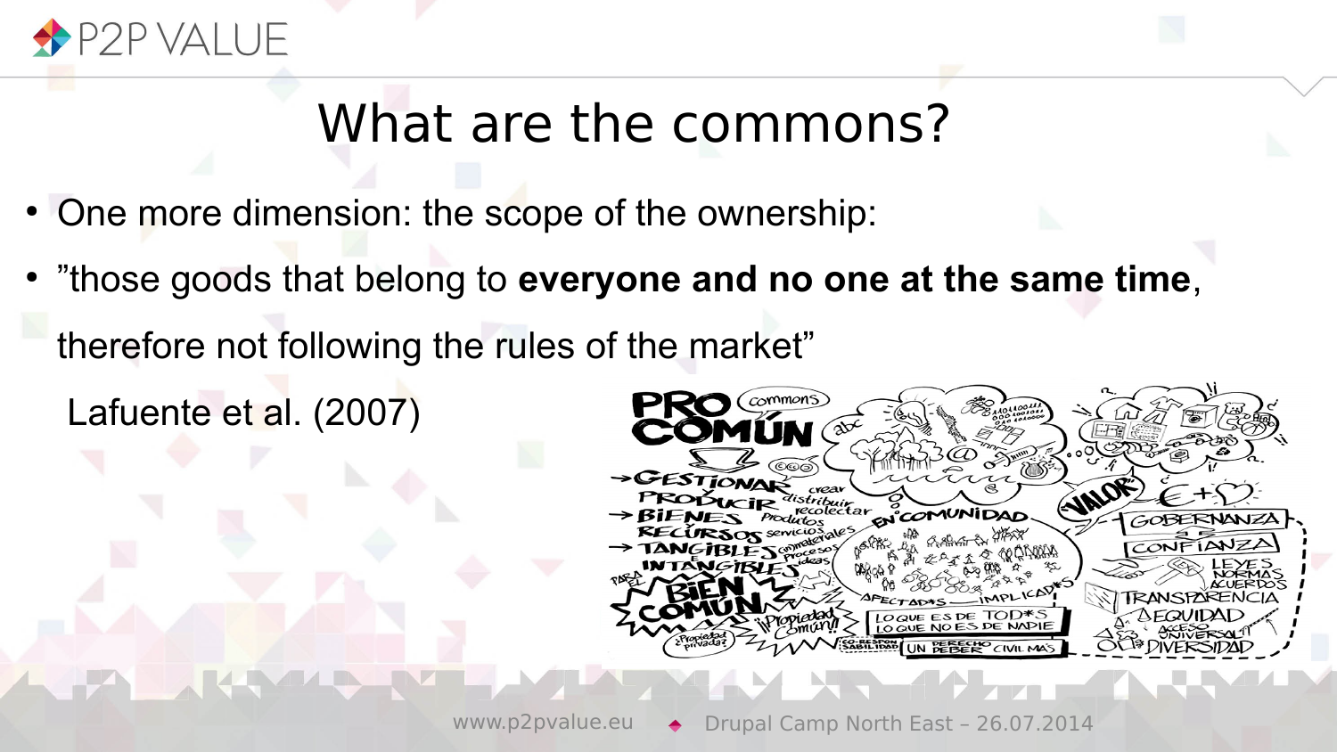# What are the commons?

- One more dimension: the scope of the ownership:
- ”those goods that belong to **everyone and no one at the same time**, therefore not following the rules of the market”

  Lafuente et al. (2007)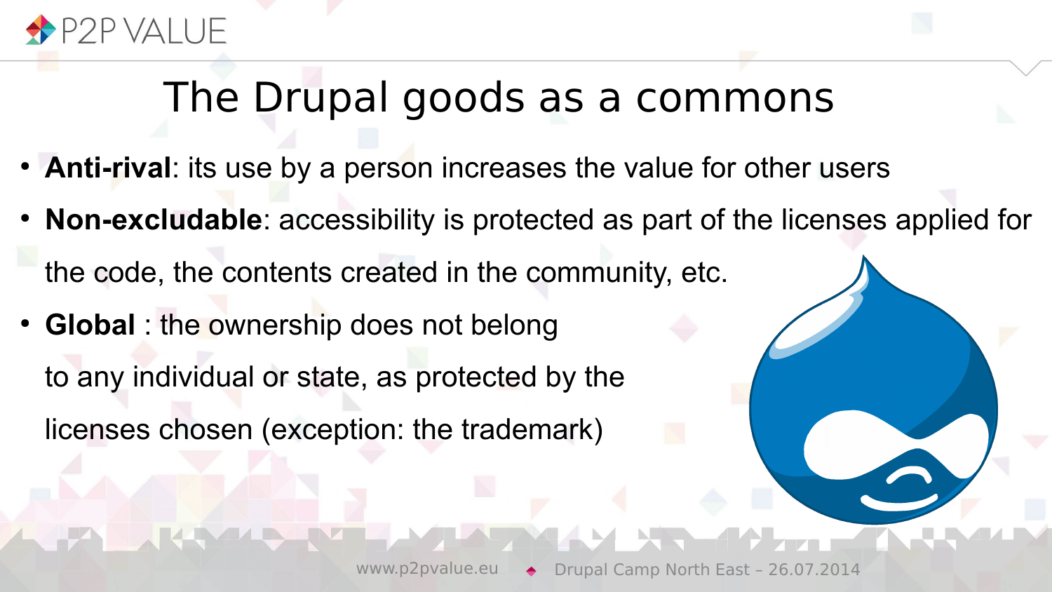# The Drupal goods as a commons

- **Anti-rival**: its use by a person increases the value for other users
- **Non-excludable**: accessibility is protected as part of the licenses applied for the code, the contents created in the community, etc.
- **Global** : the ownership does not belong to any individual or state, as protected by the licenses chosen (exception: the trademark)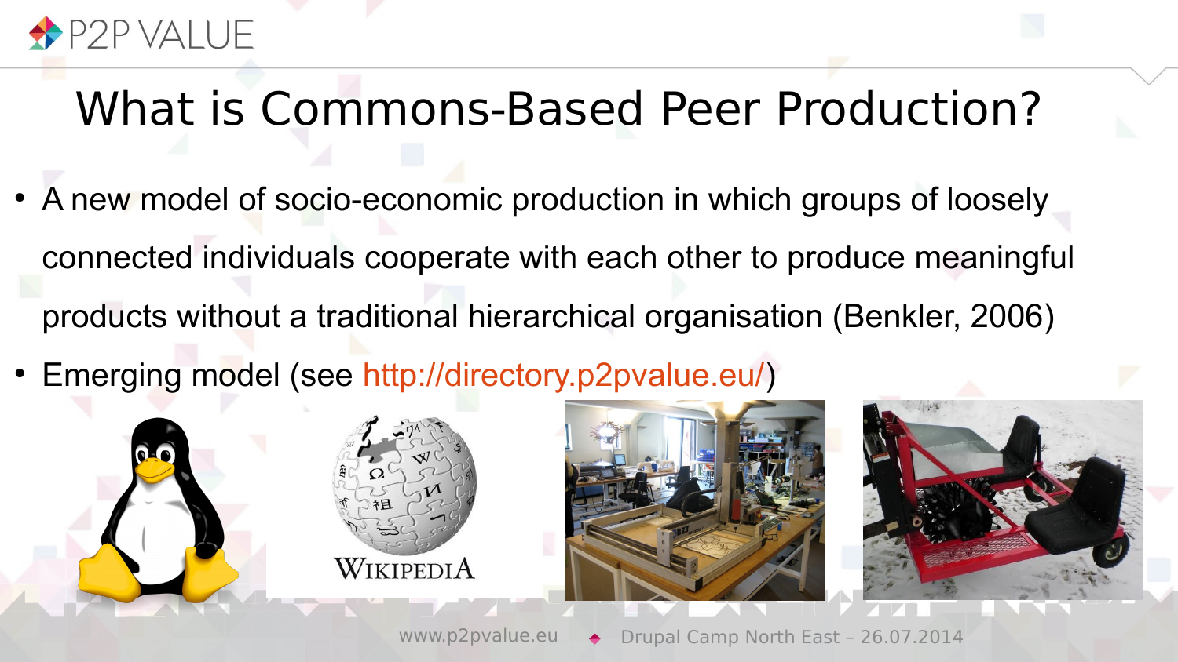# What is Commons-Based Peer Production?

- A new model of socio-economic production in which groups of loosely connected individuals cooperate with each other to produce meaningful products without a traditional hierarchical organisation (Benkler, 2006)
- Emerging model (see http://directory.p2pvalue.eu/)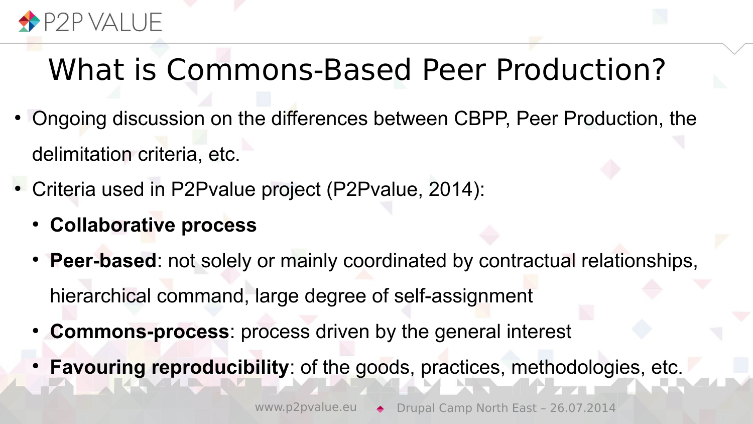# What is Commons-Based Peer Production?

- Ongoing discussion on the differences between CBPP, Peer Production, the delimitation criteria, etc.
- Criteria used in P2Pvalue project (P2Pvalue, 2014):
  - **Collaborative process**
  - **Peer-based**: not solely or mainly coordinated by contractual relationships, hierarchical command, large degree of self-assignment
  - **Commons-process**: process driven by the general interest
  - **Favouring reproducibility**: of the goods, practices, methodologies, etc.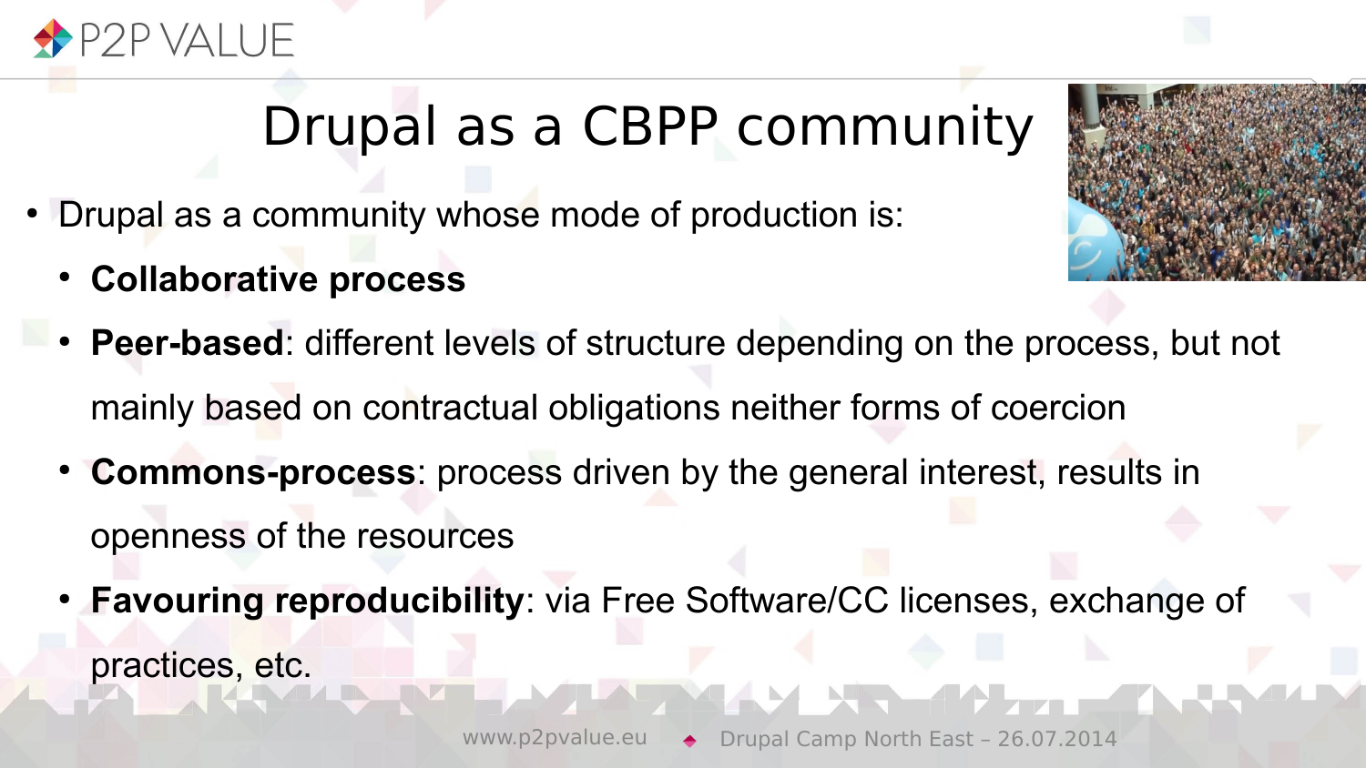# Drupal as a CBPP community

- Drupal as a community whose mode of production is:
  - **Collaborative process**
  - **Peer-based**: different levels of structure depending on the process, but not mainly based on contractual obligations neither forms of coercion
  - **Commons-process**: process driven by the general interest, results in openness of the resources
  - **Favouring reproducibility**: via Free Software/CC licenses, exchange of practices, etc.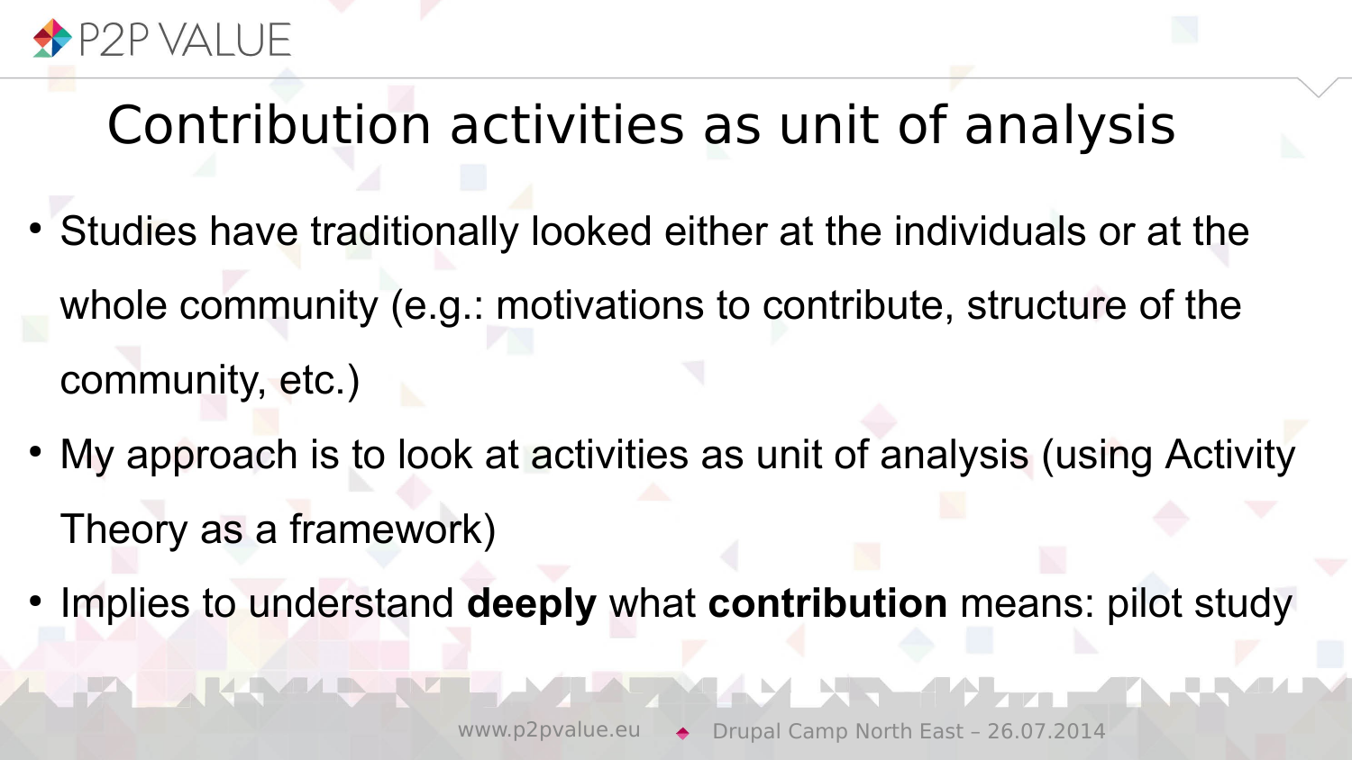# Contribution activities as unit of analysis

- Studies have traditionally looked either at the individuals or at the whole community (e.g.: motivations to contribute, structure of the community, etc.)
- My approach is to look at activities as unit of analysis (using Activity Theory as a framework)
- Implies to understand **deeply** what **contribution** means: pilot study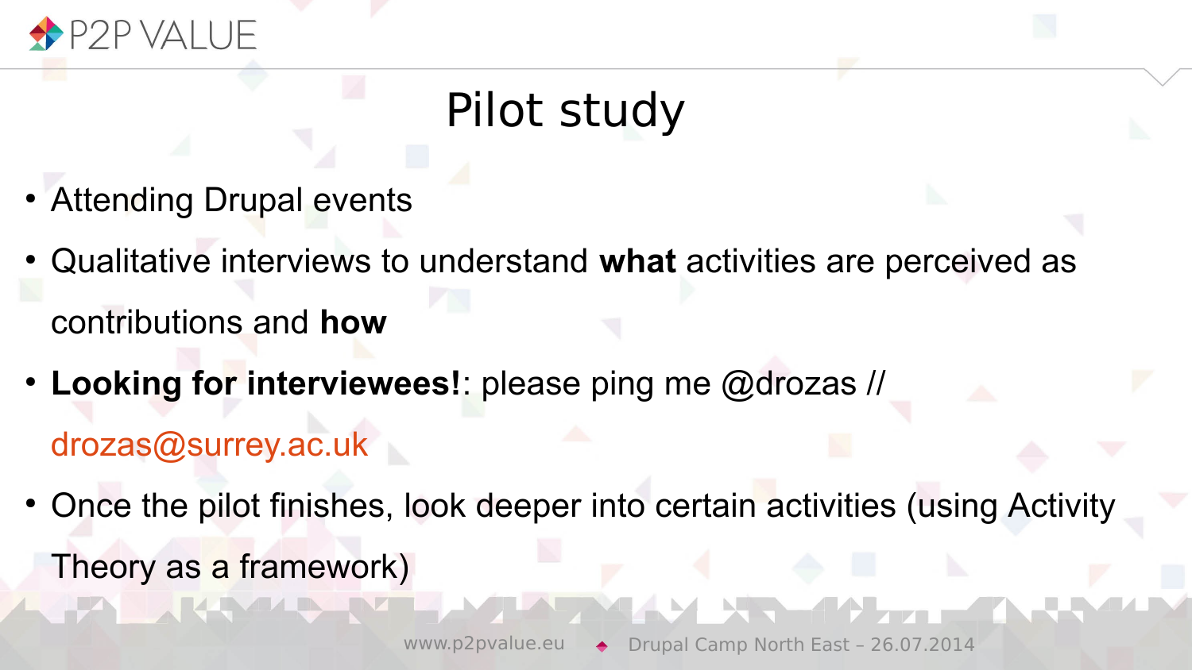# Pilot study

- Attending Drupal events
- Qualitative interviews to understand **what** activities are perceived as contributions and **how**
- **Looking for interviewees!**: please ping me @drozas // drozas@surrey.ac.uk
- Once the pilot finishes, look deeper into certain activities (using Activity Theory as a framework)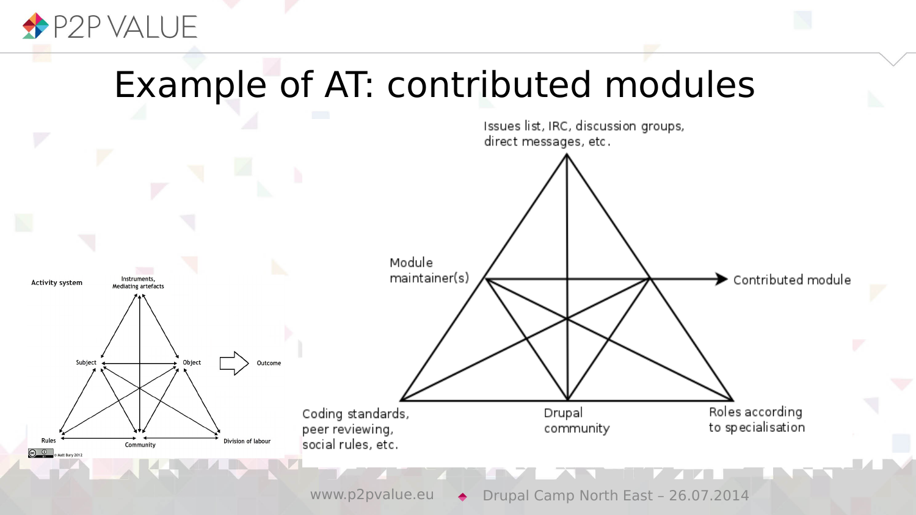# Example of AT: contributed modules

Activity system

Instruments, Mediating artefacts

Subject

Object

Outcome

Rules

Community

Division of labour

© Matt Bury 2012

Issues list, IRC, discussion groups, direct messages, etc.

Module maintainer(s)

Contributed module

Coding standards, peer reviewing, social rules, etc.

Drupal community

Roles according to specialisation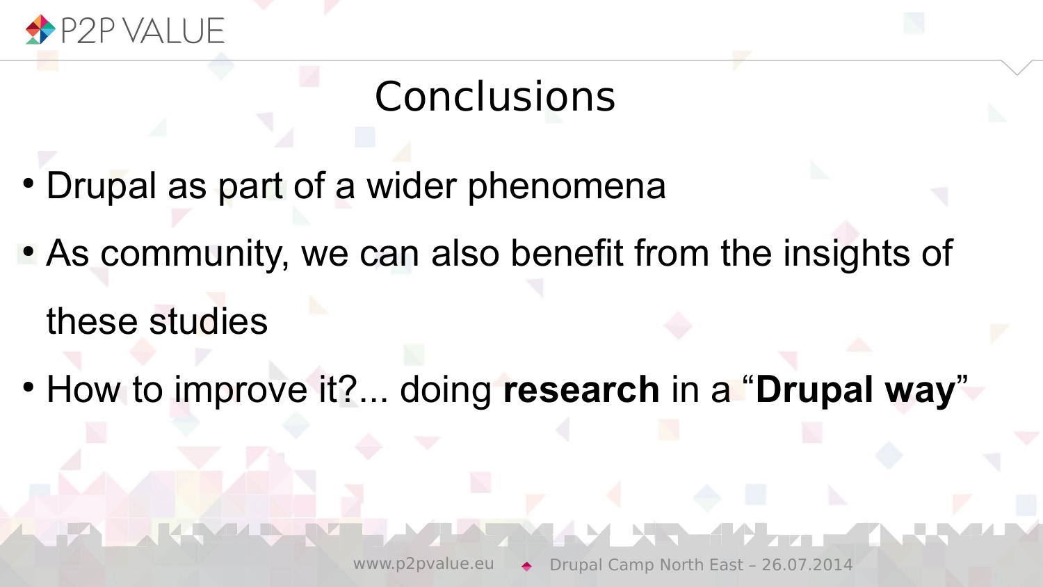# Conclusions

- Drupal as part of a wider phenomena
- As community, we can also benefit from the insights of these studies
- How to improve it?... doing **research** in a "**Drupal way**"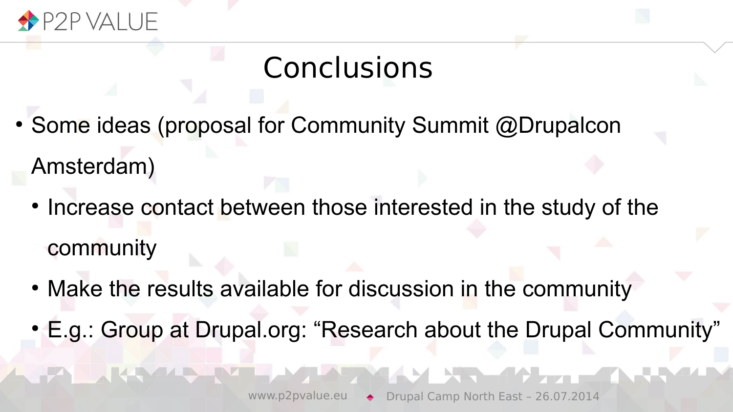# Conclusions

- Some ideas (proposal for Community Summit @Drupalcon Amsterdam)
  - Increase contact between those interested in the study of the community
  - Make the results available for discussion in the community
  - E.g.: Group at Drupal.org: “Research about the Drupal Community”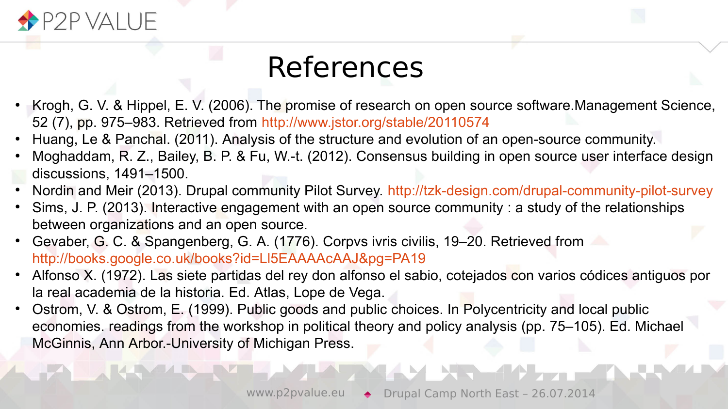# References

- Krogh, G. V. & Hippel, E. V. (2006). The promise of research on open source software.Management Science, 52 (7), pp. 975–983. Retrieved from http://www.jstor.org/stable/20110574
- Huang, Le & Panchal. (2011). Analysis of the structure and evolution of an open-source community.
- Moghaddam, R. Z., Bailey, B. P. & Fu, W.-t. (2012). Consensus building in open source user interface design discussions, 1491–1500.
- Nordin and Meir (2013). Drupal community Pilot Survey. http://tzk-design.com/drupal-community-pilot-survey
- Sims, J. P. (2013). Interactive engagement with an open source community : a study of the relationships between organizations and an open source.
- Gevaber, G. C. & Spangenberg, G. A. (1776). Corpvs ivris civilis, 19–20. Retrieved from http://books.google.co.uk/books?id=LI5EAAAAcAAJ&pg=PA19
- Alfonso X. (1972). Las siete partidas del rey don alfonso el sabio, cotejados con varios códices antiguos por la real academia de la historia. Ed. Atlas, Lope de Vega.
- Ostrom, V. & Ostrom, E. (1999). Public goods and public choices. In Polycentricity and local public economies. readings from the workshop in political theory and policy analysis (pp. 75–105). Ed. Michael McGinnis, Ann Arbor.-University of Michigan Press.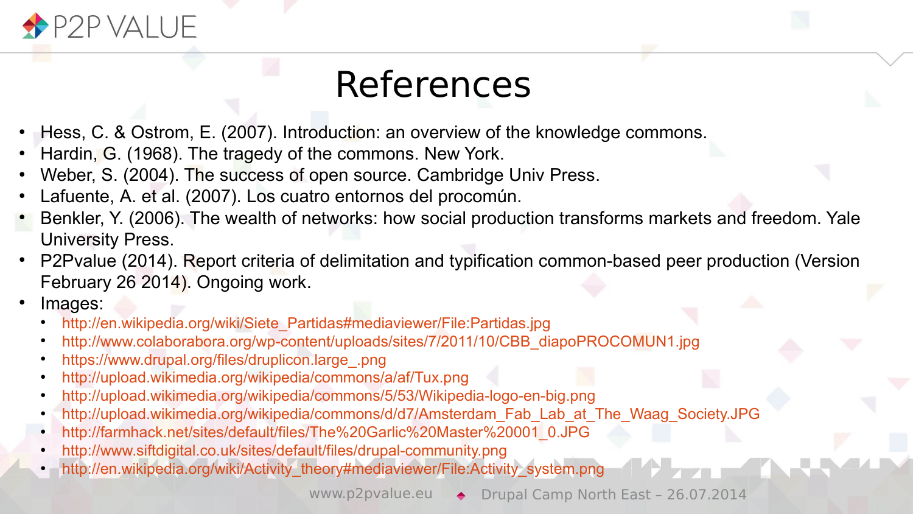# References

- Hess, C. & Ostrom, E. (2007). Introduction: an overview of the knowledge commons.
- Hardin, G. (1968). The tragedy of the commons. New York.
- Weber, S. (2004). The success of open source. Cambridge Univ Press.
- Lafuente, A. et al. (2007). Los cuatro entornos del procomún.
- Benkler, Y. (2006). The wealth of networks: how social production transforms markets and freedom. Yale University Press.
- P2Pvalue (2014). Report criteria of delimitation and typification common-based peer production (Version February 26 2014). Ongoing work.
- Images:
  - http://en.wikipedia.org/wiki/Siete_Partidas#mediaviewer/File:Partidas.jpg
  - http://www.colaborabora.org/wp-content/uploads/sites/7/2011/10/CBB_diapoPROCOMUN1.jpg
  - https://www.drupal.org/files/druplicon.large_.png
  - http://upload.wikimedia.org/wikipedia/commons/a/af/Tux.png
  - http://upload.wikimedia.org/wikipedia/commons/5/53/Wikipedia-logo-en-big.png
  - http://upload.wikimedia.org/wikipedia/commons/d/d7/Amsterdam_Fab_Lab_at_The_Waag_Society.JPG
  - http://farmhack.net/sites/default/files/The%20Garlic%20Master%20001_0.JPG
  - http://www.siftdigital.co.uk/sites/default/files/drupal-community.png
  - http://en.wikipedia.org/wiki/Activity_theory#mediaviewer/File:Activity_system.png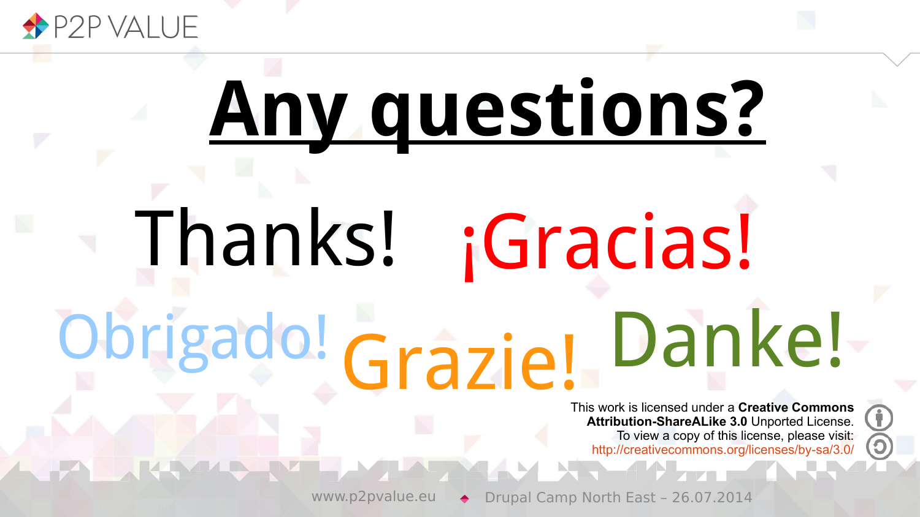# Any questions?

Thanks! ¡Gracias!

Obrigado! Grazie! Danke!

This work is licensed under a **Creative Commons Attribution-ShareALike 3.0** Unported License.
To view a copy of this license, please visit:
http://creativecommons.org/licenses/by-sa/3.0/